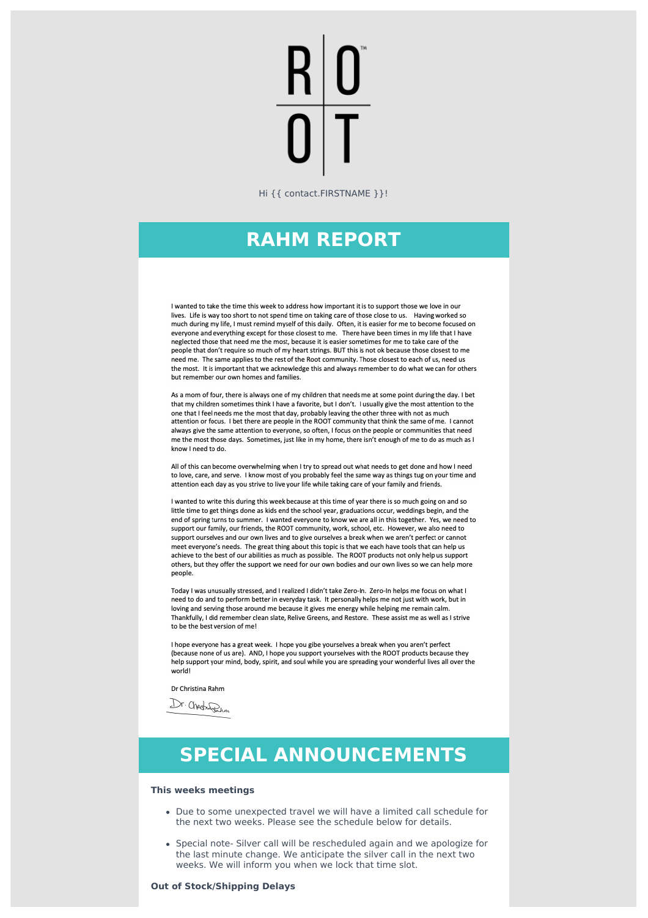R | O
O | T

Hi {{ contact.FIRSTNAME }}!

# RAHM REPORT

I wanted to take the time this week to address how important it is to support those we love in our lives. Life is way too short to not spend time on taking care of those close to us. Having worked so much during my life, I must remind myself of this daily. Often, it is easier for me to become focused on everyone and everything except for those closest to me. There have been times in my life that I have neglected those that need me the most, because it is easier sometimes for me to take care of the people that don't require so much of my heart strings. BUT this is not ok because those closest to me need me. The same applies to the rest of the Root community. Those closest to each of us, need us the most. It is important that we acknowledge this and always remember to do what we can for others but remember our own homes and families.

As a mom of four, there is always one of my children that needs me at some point during the day. I bet that my children sometimes think I have a favorite, but I don't. I usually give the most attention to the one that I feel needs me the most that day, probably leaving the other three with not as much attention or focus. I bet there are people in the ROOT community that think the same of me. I cannot always give the same attention to everyone, so often, I focus on the people or communities that need me the most those days. Sometimes, just like in my home, there isn't enough of me to do as much as I know I need to do.

All of this can become overwhelming when I try to spread out what needs to get done and how I need to love, care, and serve. I know most of you probably feel the same way as things tug on your time and attention each day as you strive to live your life while taking care of your family and friends.

I wanted to write this during this week because at this time of year there is so much going on and so little time to get things done as kids end the school year, graduations occur, weddings begin, and the end of spring turns to summer. I wanted everyone to know we are all in this together. Yes, we need to support our family, our friends, the ROOT community, work, school, etc. However, we also need to support ourselves and our own lives and to give ourselves a break when we aren't perfect or cannot meet everyone's needs. The great thing about this topic is that we each have tools that can help us achieve to the best of our abilities as much as possible. The ROOT products not only help us support others, but they offer the support we need for our own bodies and our own lives so we can help more people.

Today I was unusually stressed, and I realized I didn't take Zero-In. Zero-In helps me focus on what I need to do and to perform better in everyday task. It personally helps me not just with work, but in loving and serving those around me because it gives me energy while helping me remain calm. Thankfully, I did remember clean slate, Relive Greens, and Restore. These assist me as well as I strive to be the best version of me!

I hope everyone has a great week. I hope you gibe yourselves a break when you aren't perfect (because none of us are). AND, I hope you support yourselves with the ROOT products because they help support your mind, body, spirit, and soul while you are spreading your wonderful lives all over the world!

Dr Christina Rahm

Dr. Christina Rahm

# SPECIAL ANNOUNCEMENTS

**This weeks meetings**

- Due to some unexpected travel we will have a limited call schedule for the next two weeks. Please see the schedule below for details.
- Special note- Silver call will be rescheduled again and we apologize for the last minute change. We anticipate the silver call in the next two weeks. We will inform you when we lock that time slot.

**Out of Stock/Shipping Delays**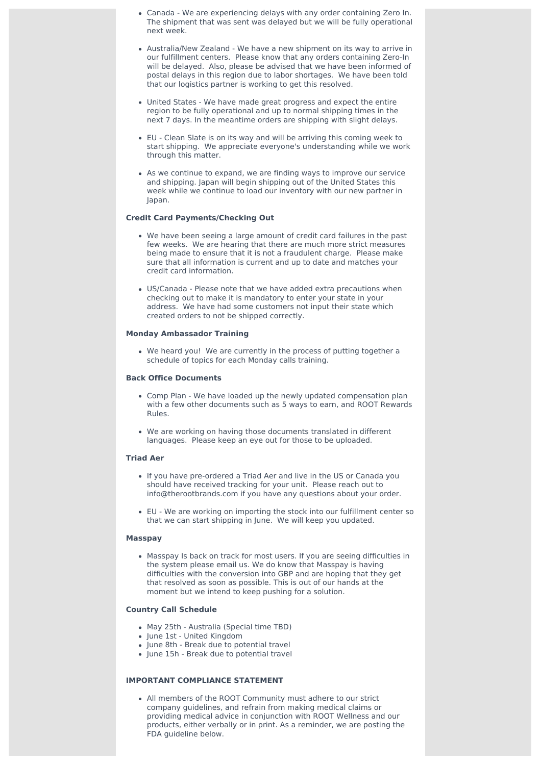- Canada - We are experiencing delays with any order containing Zero In. The shipment that was sent was delayed but we will be fully operational next week.
- Australia/New Zealand - We have a new shipment on its way to arrive in our fulfillment centers. Please know that any orders containing Zero-In will be delayed. Also, please be advised that we have been informed of postal delays in this region due to labor shortages. We have been told that our logistics partner is working to get this resolved.
- United States - We have made great progress and expect the entire region to be fully operational and up to normal shipping times in the next 7 days. In the meantime orders are shipping with slight delays.
- EU - Clean Slate is on its way and will be arriving this coming week to start shipping. We appreciate everyone's understanding while we work through this matter.
- As we continue to expand, we are finding ways to improve our service and shipping. Japan will begin shipping out of the United States this week while we continue to load our inventory with our new partner in Japan.

**Credit Card Payments/Checking Out**

- We have been seeing a large amount of credit card failures in the past few weeks. We are hearing that there are much more strict measures being made to ensure that it is not a fraudulent charge. Please make sure that all information is current and up to date and matches your credit card information.
- US/Canada - Please note that we have added extra precautions when checking out to make it is mandatory to enter your state in your address. We have had some customers not input their state which created orders to not be shipped correctly.

**Monday Ambassador Training**

- We heard you! We are currently in the process of putting together a schedule of topics for each Monday calls training.

**Back Office Documents**

- Comp Plan - We have loaded up the newly updated compensation plan with a few other documents such as 5 ways to earn, and ROOT Rewards Rules.
- We are working on having those documents translated in different languages. Please keep an eye out for those to be uploaded.

**Triad Aer**

- If you have pre-ordered a Triad Aer and live in the US or Canada you should have received tracking for your unit. Please reach out to info@therootbrands.com if you have any questions about your order.
- EU - We are working on importing the stock into our fulfillment center so that we can start shipping in June. We will keep you updated.

**Masspay**

- Masspay Is back on track for most users. If you are seeing difficulties in the system please email us. We do know that Masspay is having difficulties with the conversion into GBP and are hoping that they get that resolved as soon as possible. This is out of our hands at the moment but we intend to keep pushing for a solution.

**Country Call Schedule**

- May 25th - Australia (Special time TBD)
- June 1st - United Kingdom
- June 8th - Break due to potential travel
- June 15h - Break due to potential travel

**IMPORTANT COMPLIANCE STATEMENT**

- All members of the ROOT Community must adhere to our strict company guidelines, and refrain from making medical claims or providing medical advice in conjunction with ROOT Wellness and our products, either verbally or in print. As a reminder, we are posting the FDA guideline below.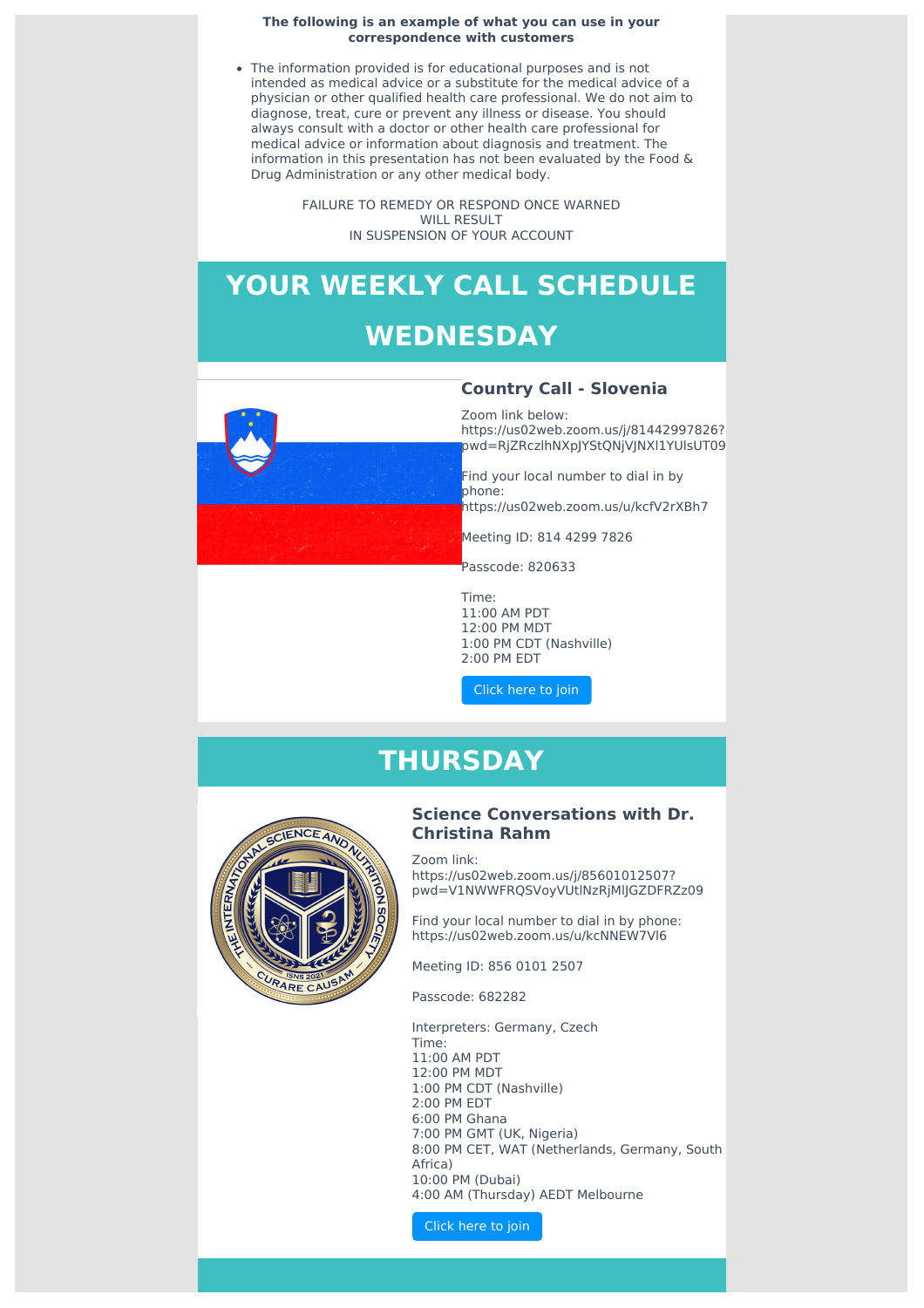**The following is an example of what you can use in your correspondence with customers**

- The information provided is for educational purposes and is not intended as medical advice or a substitute for the medical advice of a physician or other qualified health care professional. We do not aim to diagnose, treat, cure or prevent any illness or disease. You should always consult with a doctor or other health care professional for medical advice or information about diagnosis and treatment. The information in this presentation has not been evaluated by the Food & Drug Administration or any other medical body.

FAILURE TO REMEDY OR RESPOND ONCE WARNED
WILL RESULT
IN SUSPENSION OF YOUR ACCOUNT

# YOUR WEEKLY CALL SCHEDULE

# WEDNESDAY

### Country Call - Slovenia

Zoom link below:
https://us02web.zoom.us/j/81442997826?pwd=RjZRczlhNXpJYStQNjVJNXl1YUlsUT09

Find your local number to dial in by phone:
https://us02web.zoom.us/u/kcfV2rXBh7

Meeting ID: 814 4299 7826

Passcode: 820633

Time:
11:00 AM PDT
12:00 PM MDT
1:00 PM CDT (Nashville)
2:00 PM EDT

Click here to join

# THURSDAY

### Science Conversations with Dr. Christina Rahm

Zoom link:
https://us02web.zoom.us/j/85601012507?pwd=V1NWWFRQSVoyVUtlNzRjMlJGZDFRZz09

Find your local number to dial in by phone:
https://us02web.zoom.us/u/kcNNEW7Vl6

Meeting ID: 856 0101 2507

Passcode: 682282

Interpreters: Germany, Czech
Time:
11:00 AM PDT
12:00 PM MDT
1:00 PM CDT (Nashville)
2:00 PM EDT
6:00 PM Ghana
7:00 PM GMT (UK, Nigeria)
8:00 PM CET, WAT (Netherlands, Germany, South Africa)
10:00 PM (Dubai)
4:00 AM (Thursday) AEDT Melbourne

Click here to join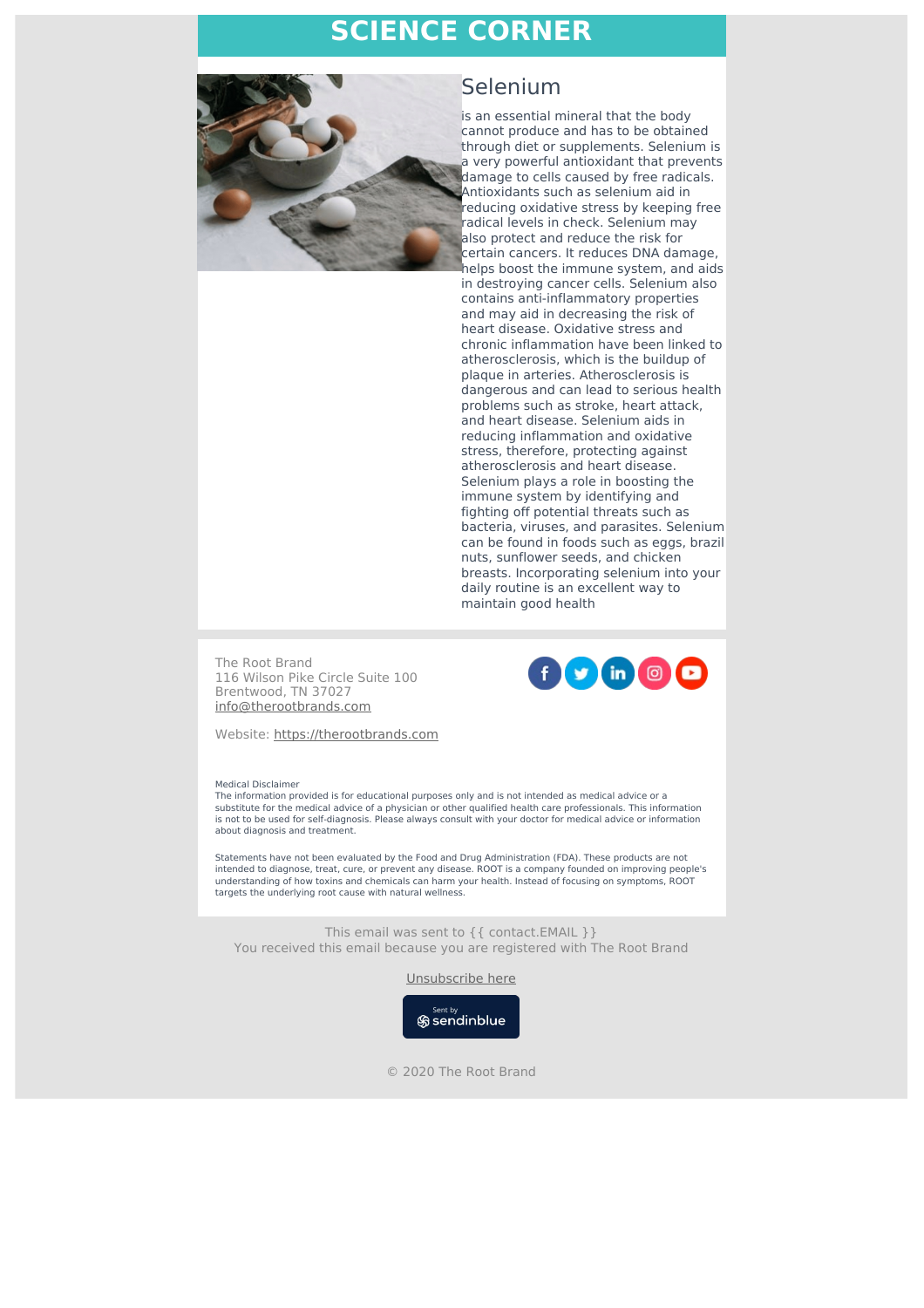# SCIENCE CORNER

## Selenium

is an essential mineral that the body cannot produce and has to be obtained through diet or supplements. Selenium is a very powerful antioxidant that prevents damage to cells caused by free radicals. Antioxidants such as selenium aid in reducing oxidative stress by keeping free radical levels in check. Selenium may also protect and reduce the risk for certain cancers. It reduces DNA damage, helps boost the immune system, and aids in destroying cancer cells. Selenium also contains anti-inflammatory properties and may aid in decreasing the risk of heart disease. Oxidative stress and chronic inflammation have been linked to atherosclerosis, which is the buildup of plaque in arteries. Atherosclerosis is dangerous and can lead to serious health problems such as stroke, heart attack, and heart disease. Selenium aids in reducing inflammation and oxidative stress, therefore, protecting against atherosclerosis and heart disease. Selenium plays a role in boosting the immune system by identifying and fighting off potential threats such as bacteria, viruses, and parasites. Selenium can be found in foods such as eggs, brazil nuts, sunflower seeds, and chicken breasts. Incorporating selenium into your daily routine is an excellent way to maintain good health

The Root Brand
116 Wilson Pike Circle Suite 100
Brentwood, TN 37027
info@therootbrands.com

Website: https://therootbrands.com

Medical Disclaimer
The information provided is for educational purposes only and is not intended as medical advice or a substitute for the medical advice of a physician or other qualified health care professionals. This information is not to be used for self-diagnosis. Please always consult with your doctor for medical advice or information about diagnosis and treatment.

Statements have not been evaluated by the Food and Drug Administration (FDA). These products are not intended to diagnose, treat, cure, or prevent any disease. ROOT is a company founded on improving people's understanding of how toxins and chemicals can harm your health. Instead of focusing on symptoms, ROOT targets the underlying root cause with natural wellness.

This email was sent to {{ contact.EMAIL }}
You received this email because you are registered with The Root Brand

Unsubscribe here

Sent by sendinblue

© 2020 The Root Brand